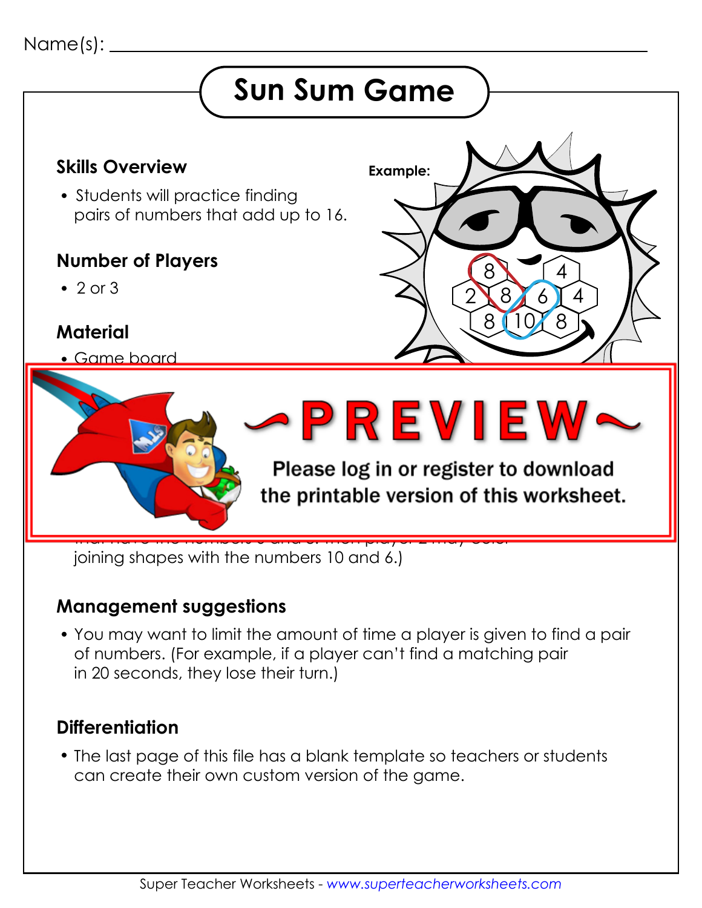Name(s): ___________________________________________

# Sun Sum Game

## Skills Overview

- Students will practice finding pairs of numbers that add up to 16.

**Example:**

## Number of Players

- 2 or 3

## Material

- Game board

~PREVIEW~

Please log in or register to download the printable version of this worksheet.

joining shapes with the numbers 10 and 6.)

## Management suggestions

- You may want to limit the amount of time a player is given to find a pair of numbers. (For example, if a player can't find a matching pair in 20 seconds, they lose their turn.)

## Differentiation

- The last page of this file has a blank template so teachers or students can create their own custom version of the game.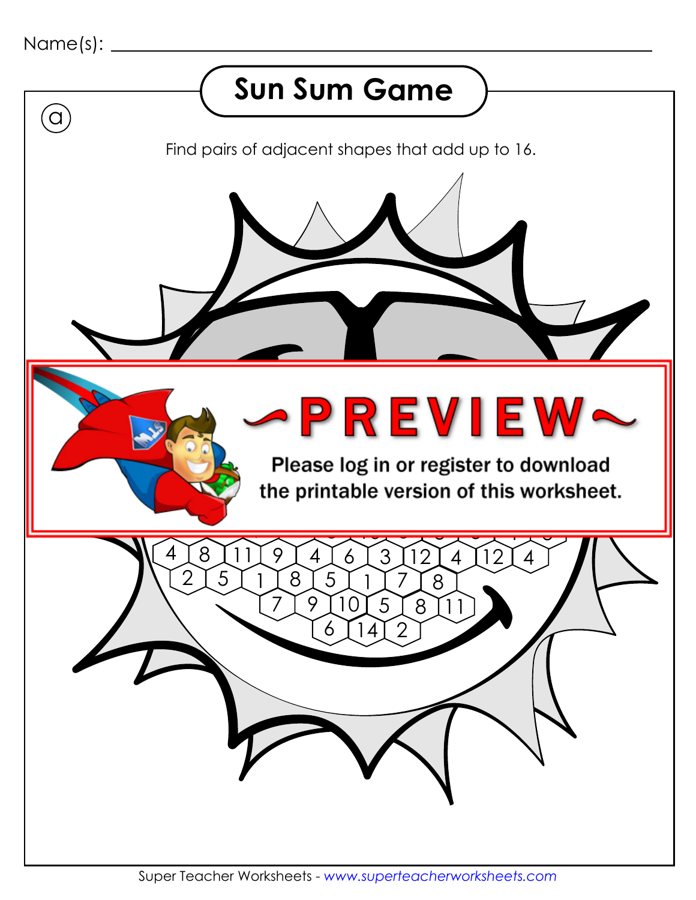Name(s): ___________________________________________

# Sun Sum Game

ⓐ

Find pairs of adjacent shapes that add up to 16.

~PREVIEW~

Please log in or register to download the printable version of this worksheet.

4 8 11 9 4 6 3 12 4 12 4

2 5 1 8 5 1 7 8

7 9 10 5 8 11

6 14 2

Super Teacher Worksheets - *www.superteacherworksheets.com*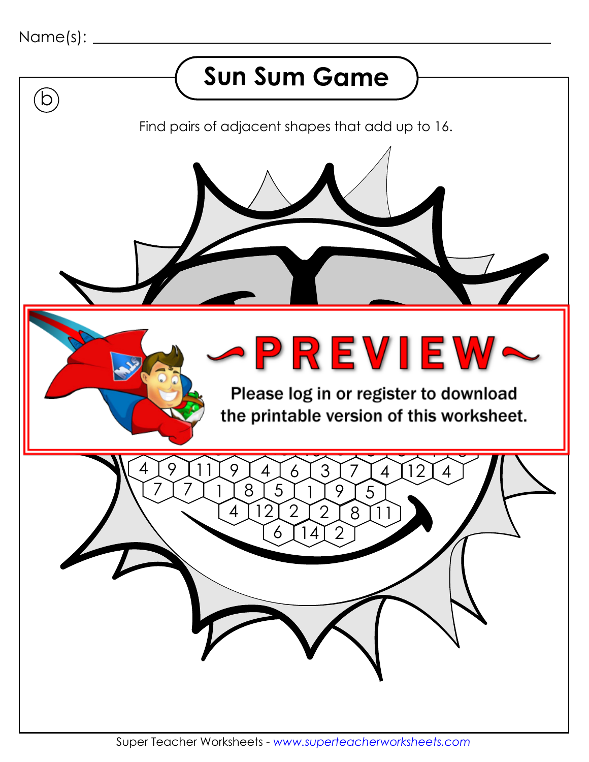Name(s): ______________________________

# Sun Sum Game

(b)

Find pairs of adjacent shapes that add up to 16.

~PREVIEW~

Please log in or register to download the printable version of this worksheet.

4 9 11 9 4 6 3 7 4 12 4

7 7 1 8 5 1 9 5

4 12 2 2 8 11

6 14 2

Super Teacher Worksheets - www.superteacherworksheets.com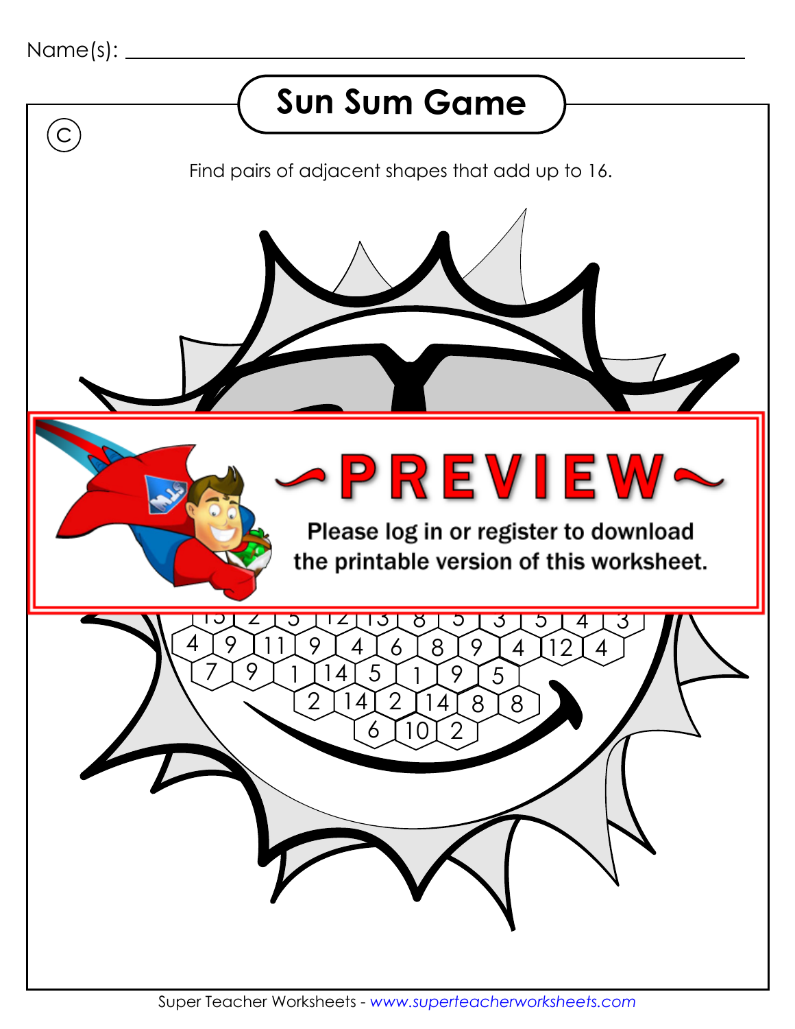Name(s): ___________________________________________

# Sun Sum Game

(C)

Find pairs of adjacent shapes that add up to 16.

~PREVIEW~

Please log in or register to download the printable version of this worksheet.

13 2 5 12 13 8 5 3 5 4 3

4 9 11 9 4 6 8 9 4 12 4

7 9 1 14 5 1 9 5

2 14 2 14 8 8

6 10 2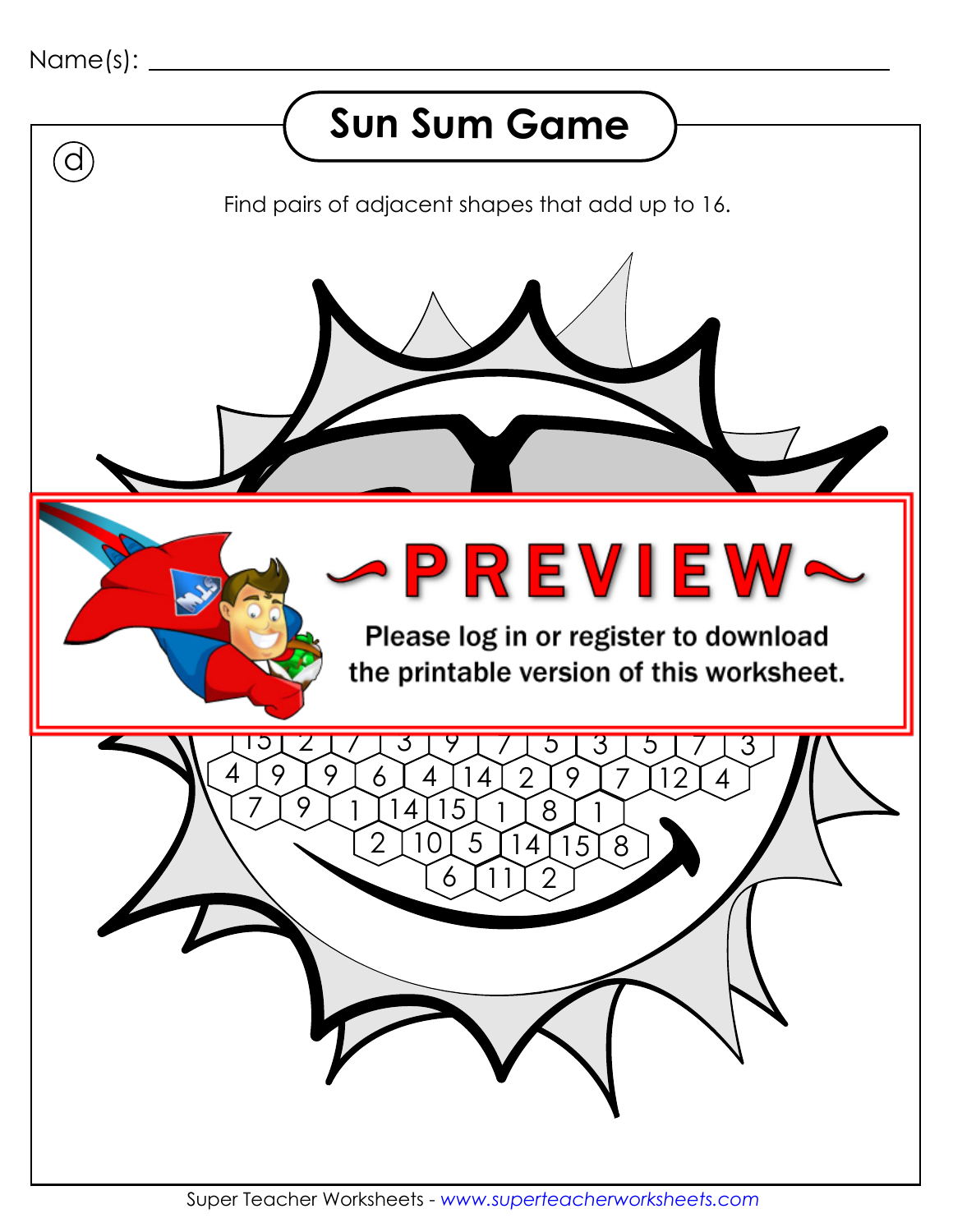Name(s): ______________________

# Sun Sum Game

(d)

Find pairs of adjacent shapes that add up to 16.

Please log in or register to download the printable version of this worksheet.

15 2 7 3 9 7 5 3 5 7 3

4 9 9 6 4 14 2 9 7 12 4

7 9 1 14 15 1 8 1

2 10 5 14 15 8

6 11 2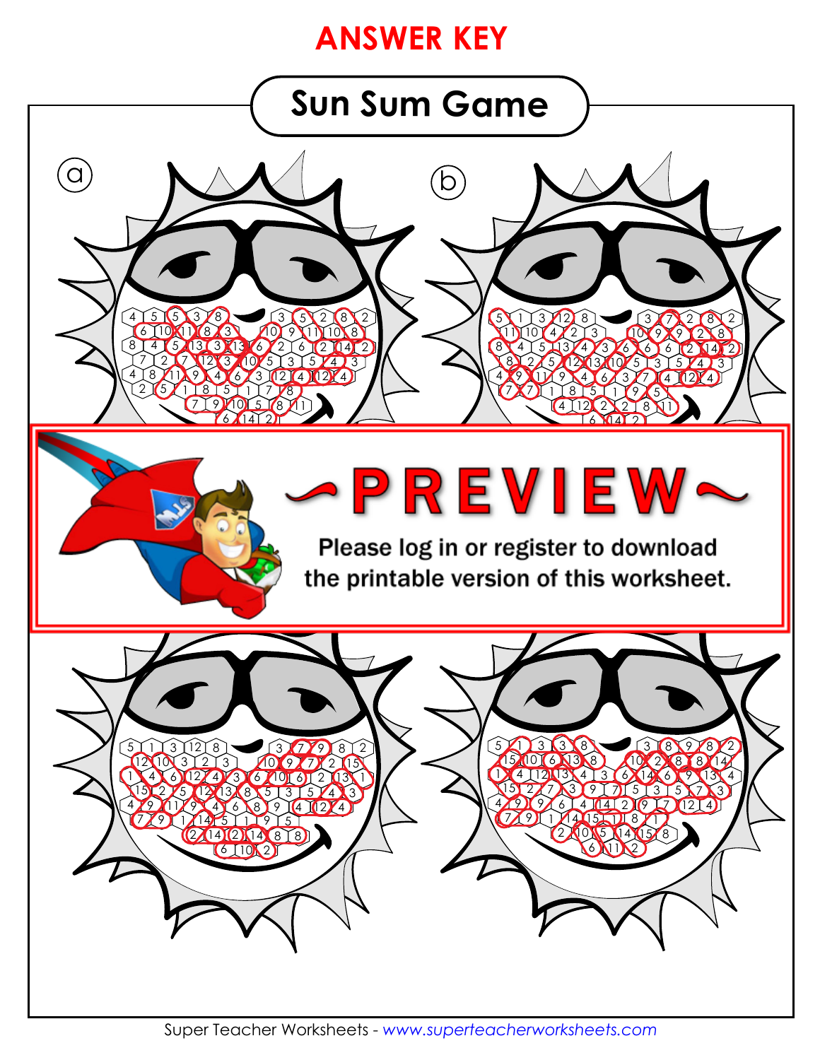# ANSWER KEY

## Sun Sum Game

ⓐ

ⓑ

~PREVIEW~

Please log in or register to download the printable version of this worksheet.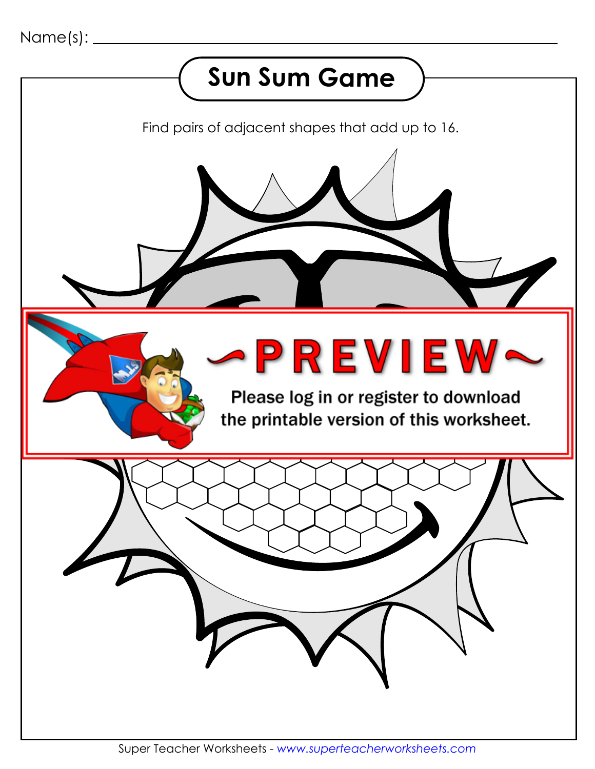Name(s): ___________________________________

# Sun Sum Game

Find pairs of adjacent shapes that add up to 16.

~PREVIEW~

Please log in or register to download the printable version of this worksheet.